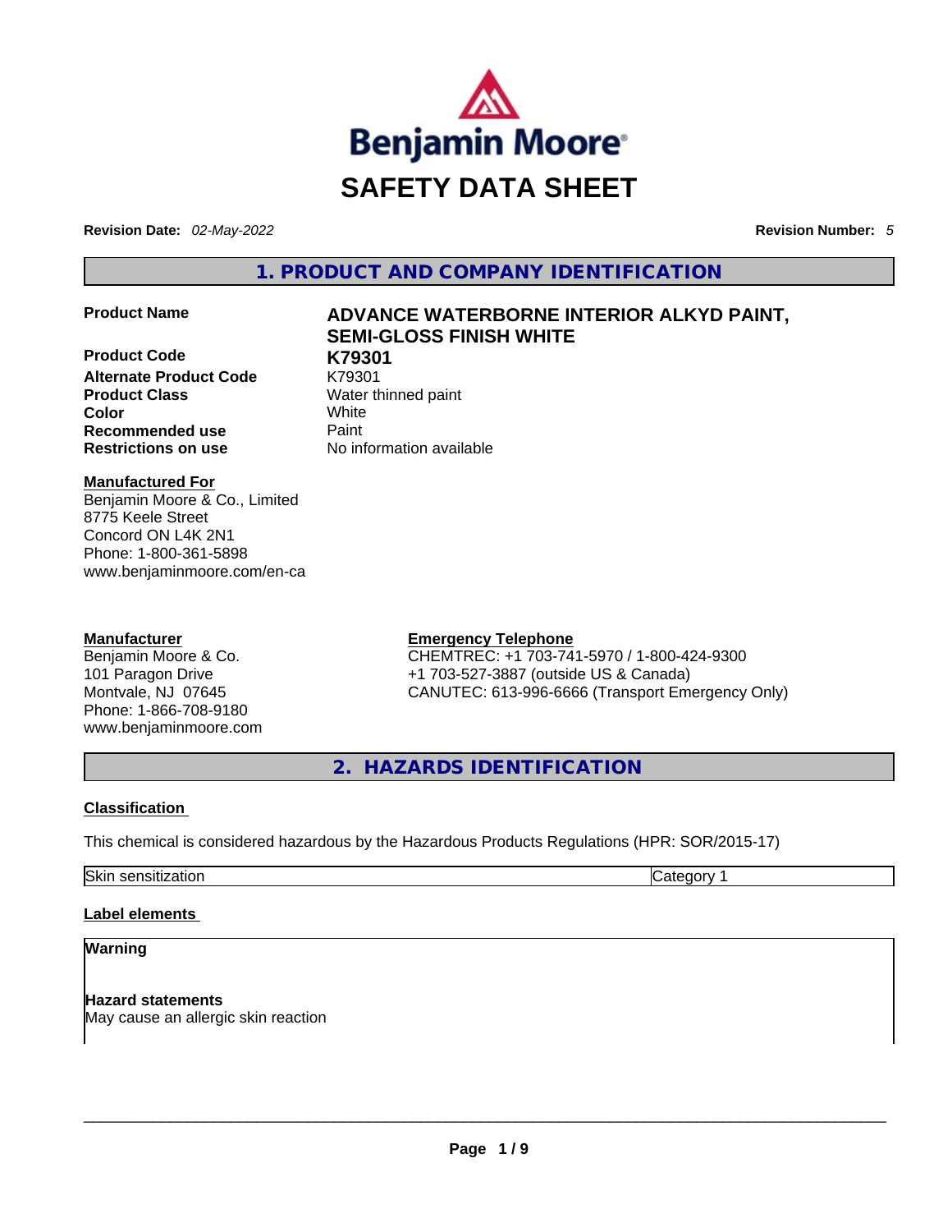Benjamin Moore®

# SAFETY DATA SHEET

**Revision Date:** *02-May-2022* **Revision Number:** *5*

## 1. PRODUCT AND COMPANY IDENTIFICATION

| | |
|---|---|
| **Product Name** | **ADVANCE WATERBORNE INTERIOR ALKYD PAINT, SEMI-GLOSS FINISH WHITE** |
| **Product Code** | **K79301** |
| **Alternate Product Code** | K79301 |
| **Product Class** | Water thinned paint |
| **Color** | White |
| **Recommended use** | Paint |
| **Restrictions on use** | No information available |

**Manufactured For**
Benjamin Moore & Co., Limited
8775 Keele Street
Concord ON L4K 2N1
Phone: 1-800-361-5898
www.benjaminmoore.com/en-ca

**Manufacturer**
Benjamin Moore & Co.
101 Paragon Drive
Montvale, NJ 07645
Phone: 1-866-708-9180
www.benjaminmoore.com

**Emergency Telephone**
CHEMTREC: +1 703-741-5970 / 1-800-424-9300
+1 703-527-3887 (outside US & Canada)
CANUTEC: 613-996-6666 (Transport Emergency Only)

## 2. HAZARDS IDENTIFICATION

### Classification

This chemical is considered hazardous by the Hazardous Products Regulations (HPR: SOR/2015-17)

| | |
|---|---|
| Skin sensitization | Category 1 |

### Label elements

**Warning**

**Hazard statements**
May cause an allergic skin reaction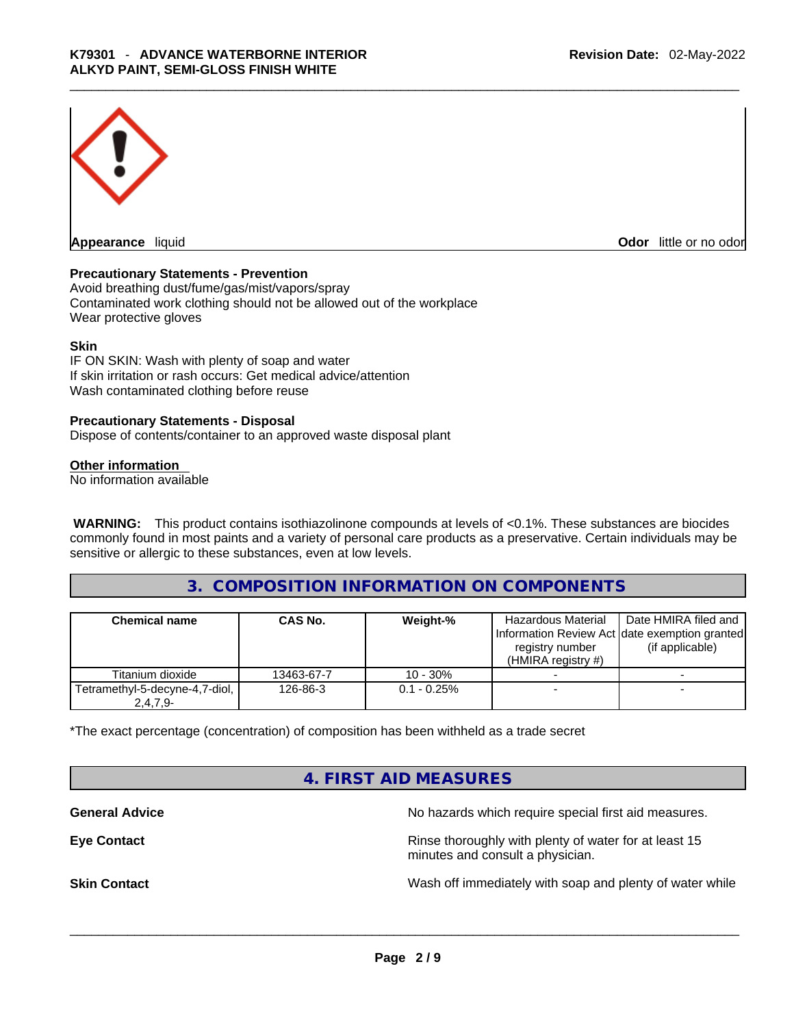**Appearance** liquid

**Odor** little or no odor

**Precautionary Statements - Prevention**

Avoid breathing dust/fume/gas/mist/vapors/spray
Contaminated work clothing should not be allowed out of the workplace
Wear protective gloves

**Skin**

IF ON SKIN: Wash with plenty of soap and water
If skin irritation or rash occurs: Get medical advice/attention
Wash contaminated clothing before reuse

**Precautionary Statements - Disposal**

Dispose of contents/container to an approved waste disposal plant

**Other information**

No information available

**WARNING:** This product contains isothiazolinone compounds at levels of <0.1%. These substances are biocides commonly found in most paints and a variety of personal care products as a preservative. Certain individuals may be sensitive or allergic to these substances, even at low levels.

## 3. COMPOSITION INFORMATION ON COMPONENTS

| Chemical name | CAS No. | Weight-% | Hazardous Material Information Review Act registry number (HMIRA registry #) | Date HMIRA filed and date exemption granted (if applicable) |
|---|---|---|---|---|
| Titanium dioxide | 13463-67-7 | 10 - 30% | - | - |
| Tetramethyl-5-decyne-4,7-diol, 2,4,7,9- | 126-86-3 | 0.1 - 0.25% | - | - |

*The exact percentage (concentration) of composition has been withheld as a trade secret

## 4. FIRST AID MEASURES

**General Advice** No hazards which require special first aid measures.

**Eye Contact** Rinse thoroughly with plenty of water for at least 15 minutes and consult a physician.

**Skin Contact** Wash off immediately with soap and plenty of water while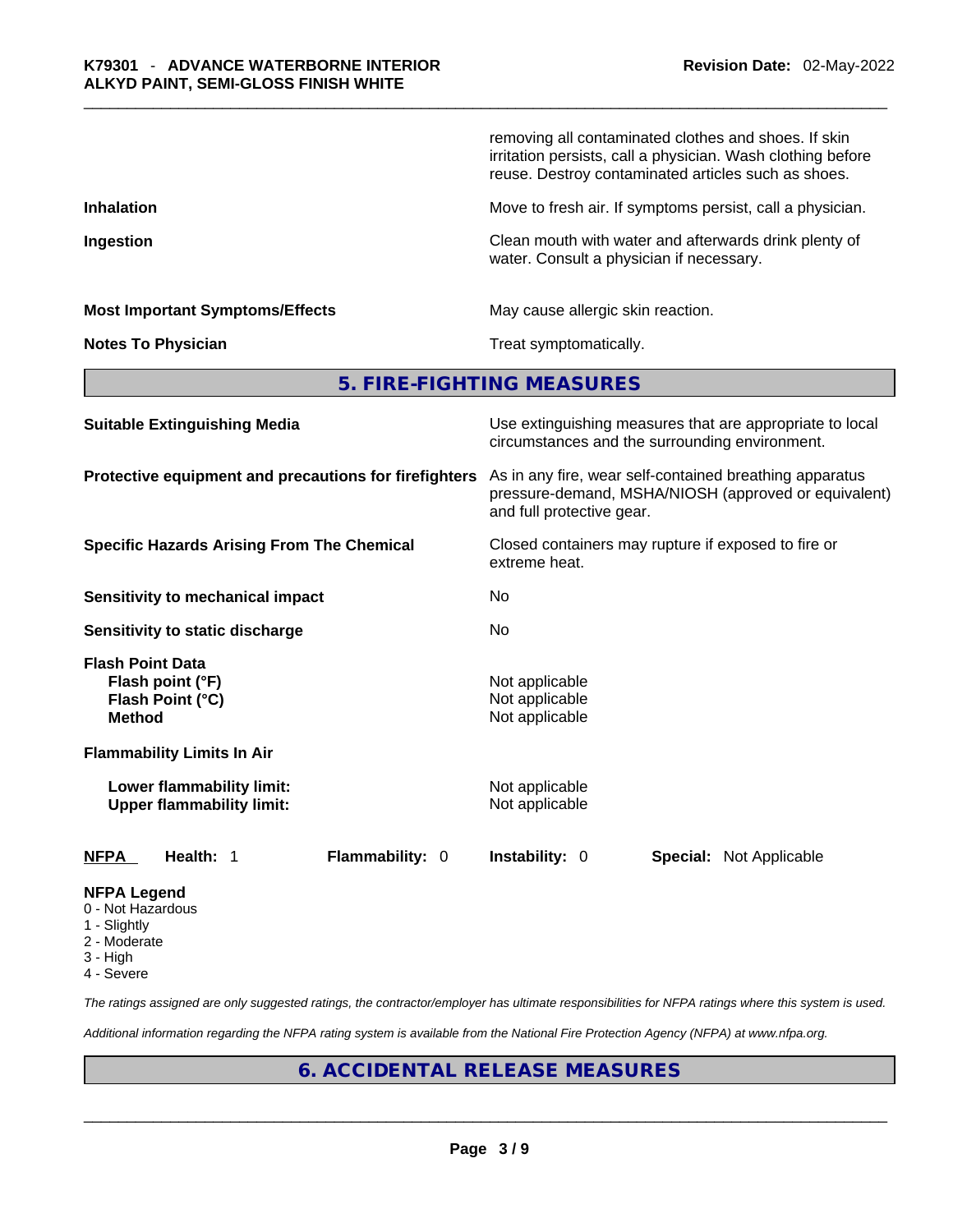| | |
|---|---|
| | removing all contaminated clothes and shoes. If skin irritation persists, call a physician. Wash clothing before reuse. Destroy contaminated articles such as shoes. |
| **Inhalation** | Move to fresh air. If symptoms persist, call a physician. |
| **Ingestion** | Clean mouth with water and afterwards drink plenty of water. Consult a physician if necessary. |
| **Most Important Symptoms/Effects** | May cause allergic skin reaction. |
| **Notes To Physician** | Treat symptomatically. |

## 5. FIRE-FIGHTING MEASURES

| | |
|---|---|
| **Suitable Extinguishing Media** | Use extinguishing measures that are appropriate to local circumstances and the surrounding environment. |
| **Protective equipment and precautions for firefighters** | As in any fire, wear self-contained breathing apparatus pressure-demand, MSHA/NIOSH (approved or equivalent) and full protective gear. |
| **Specific Hazards Arising From The Chemical** | Closed containers may rupture if exposed to fire or extreme heat. |
| **Sensitivity to mechanical impact** | No |
| **Sensitivity to static discharge** | No |

**Flash Point Data**

| | |
|---|---|
| **Flash point (°F)** | Not applicable |
| **Flash Point (°C)** | Not applicable |
| **Method** | Not applicable |

**Flammability Limits In Air**

| | |
|---|---|
| **Lower flammability limit:** | Not applicable |
| **Upper flammability limit:** | Not applicable |

| **NFPA** | **Health:** 1 | **Flammability:** 0 | **Instability:** 0 | **Special:** Not Applicable |
|---|---|---|---|---|

**NFPA Legend**
- 0 - Not Hazardous
- 1 - Slightly
- 2 - Moderate
- 3 - High
- 4 - Severe

*The ratings assigned are only suggested ratings, the contractor/employer has ultimate responsibilities for NFPA ratings where this system is used.*

*Additional information regarding the NFPA rating system is available from the National Fire Protection Agency (NFPA) at www.nfpa.org.*

## 6. ACCIDENTAL RELEASE MEASURES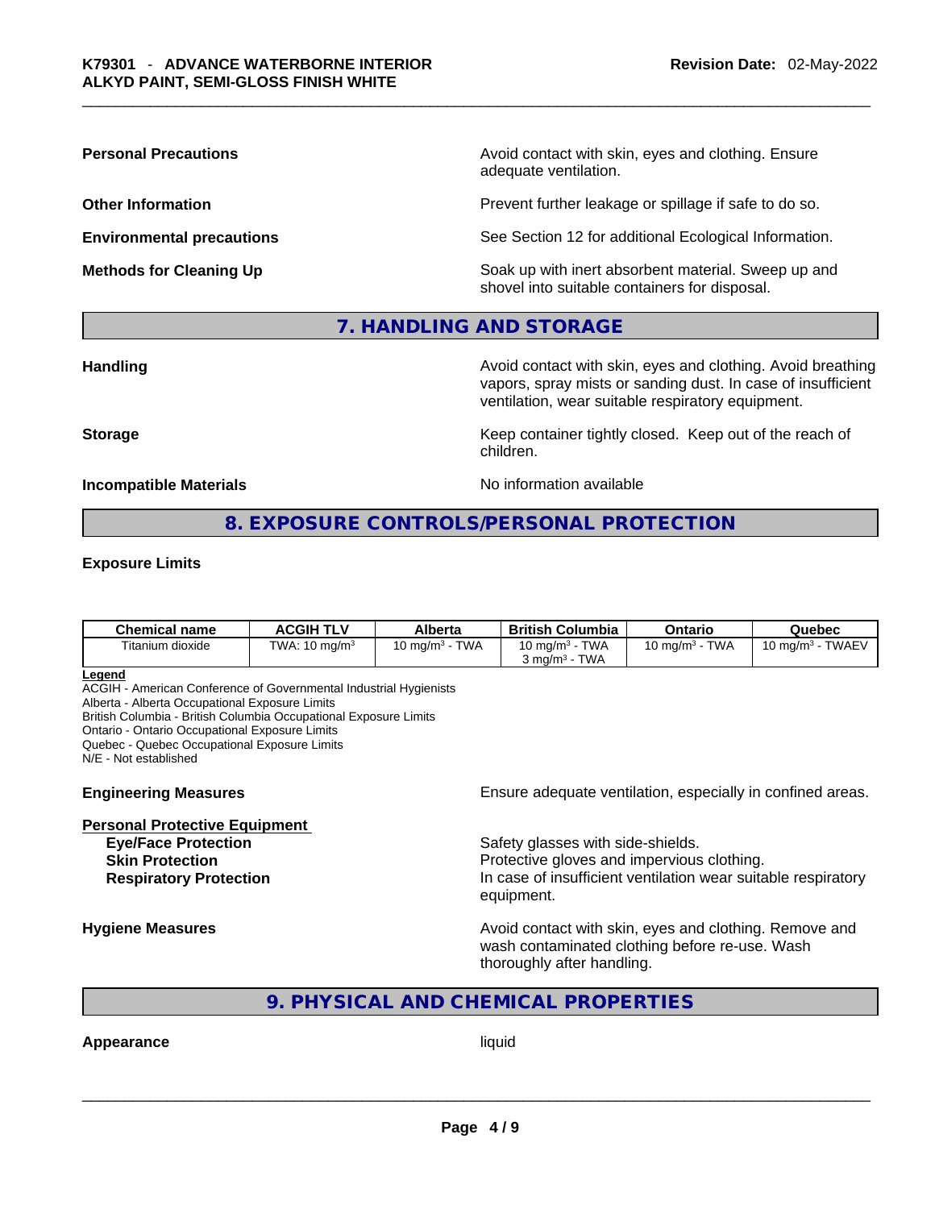**Personal Precautions** Avoid contact with skin, eyes and clothing. Ensure adequate ventilation.

**Other Information** Prevent further leakage or spillage if safe to do so.

**Environmental precautions** See Section 12 for additional Ecological Information.

**Methods for Cleaning Up** Soak up with inert absorbent material. Sweep up and shovel into suitable containers for disposal.

## 7. HANDLING AND STORAGE

**Handling** Avoid contact with skin, eyes and clothing. Avoid breathing vapors, spray mists or sanding dust. In case of insufficient ventilation, wear suitable respiratory equipment.

**Storage** Keep container tightly closed. Keep out of the reach of children.

**Incompatible Materials** No information available

## 8. EXPOSURE CONTROLS/PERSONAL PROTECTION

**Exposure Limits**

| Chemical name | ACGIH TLV | Alberta | British Columbia | Ontario | Quebec |
|---|---|---|---|---|---|
| Titanium dioxide | TWA: 10 mg/m$^3$ | 10 mg/m$^3$ - TWA | 10 mg/m$^3$ - TWA<br>3 mg/m$^3$ - TWA | 10 mg/m$^3$ - TWA | 10 mg/m$^3$ - TWAEV |

**Legend**
ACGIH - American Conference of Governmental Industrial Hygienists
Alberta - Alberta Occupational Exposure Limits
British Columbia - British Columbia Occupational Exposure Limits
Ontario - Ontario Occupational Exposure Limits
Quebec - Quebec Occupational Exposure Limits
N/E - Not established

**Engineering Measures** Ensure adequate ventilation, especially in confined areas.

**Personal Protective Equipment**
- **Eye/Face Protection** Safety glasses with side-shields.
- **Skin Protection** Protective gloves and impervious clothing.
- **Respiratory Protection** In case of insufficient ventilation wear suitable respiratory equipment.

**Hygiene Measures** Avoid contact with skin, eyes and clothing. Remove and wash contaminated clothing before re-use. Wash thoroughly after handling.

## 9. PHYSICAL AND CHEMICAL PROPERTIES

**Appearance** liquid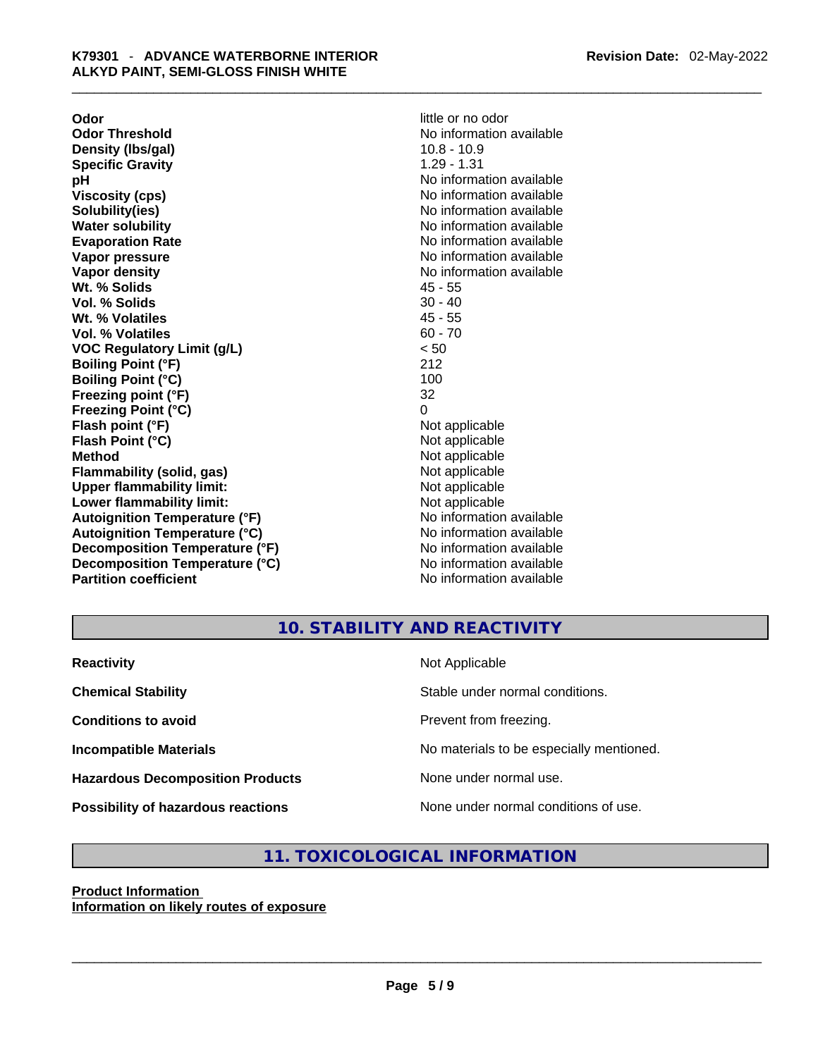| Property | Value |
| --- | --- |
| **Odor** | little or no odor |
| **Odor Threshold** | No information available |
| **Density (lbs/gal)** | 10.8 - 10.9 |
| **Specific Gravity** | 1.29 - 1.31 |
| **pH** | No information available |
| **Viscosity (cps)** | No information available |
| **Solubility(ies)** | No information available |
| **Water solubility** | No information available |
| **Evaporation Rate** | No information available |
| **Vapor pressure** | No information available |
| **Vapor density** | No information available |
| **Wt. % Solids** | 45 - 55 |
| **Vol. % Solids** | 30 - 40 |
| **Wt. % Volatiles** | 45 - 55 |
| **Vol. % Volatiles** | 60 - 70 |
| **VOC Regulatory Limit (g/L)** | < 50 |
| **Boiling Point (°F)** | 212 |
| **Boiling Point (°C)** | 100 |
| **Freezing point (°F)** | 32 |
| **Freezing Point (°C)** | 0 |
| **Flash point (°F)** | Not applicable |
| **Flash Point (°C)** | Not applicable |
| **Method** | Not applicable |
| **Flammability (solid, gas)** | Not applicable |
| **Upper flammability limit:** | Not applicable |
| **Lower flammability limit:** | Not applicable |
| **Autoignition Temperature (°F)** | No information available |
| **Autoignition Temperature (°C)** | No information available |
| **Decomposition Temperature (°F)** | No information available |
| **Decomposition Temperature (°C)** | No information available |
| **Partition coefficient** | No information available |

## 10. STABILITY AND REACTIVITY

| | |
| --- | --- |
| **Reactivity** | Not Applicable |
| **Chemical Stability** | Stable under normal conditions. |
| **Conditions to avoid** | Prevent from freezing. |
| **Incompatible Materials** | No materials to be especially mentioned. |
| **Hazardous Decomposition Products** | None under normal use. |
| **Possibility of hazardous reactions** | None under normal conditions of use. |

## 11. TOXICOLOGICAL INFORMATION

**Product Information**

**Information on likely routes of exposure**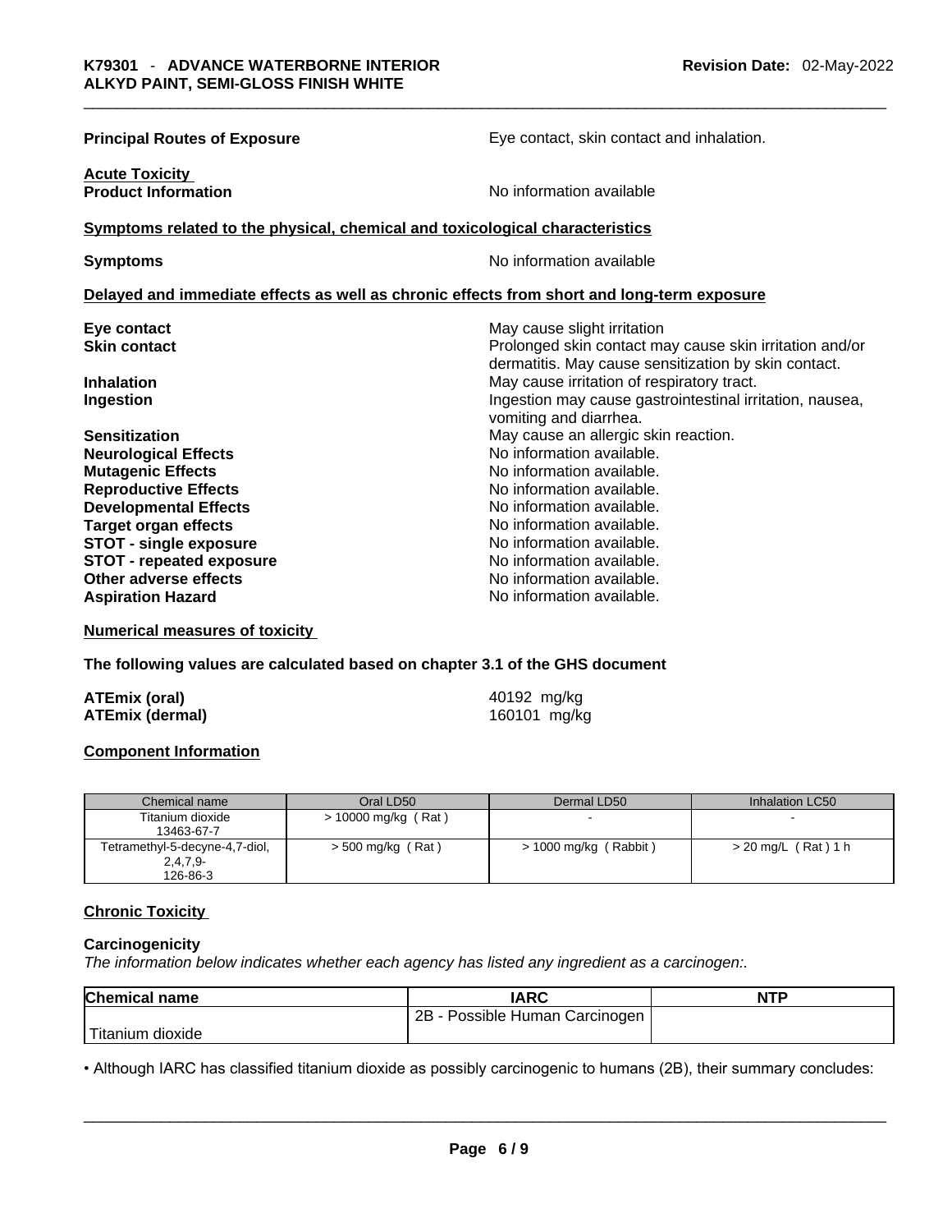**Principal Routes of Exposure** — Eye contact, skin contact and inhalation.

**Acute Toxicity**

**Product Information** — No information available

**Symptoms related to the physical, chemical and toxicological characteristics**

**Symptoms** — No information available

**Delayed and immediate effects as well as chronic effects from short and long-term exposure**

| | |
|---|---|
| **Eye contact** | May cause slight irritation |
| **Skin contact** | Prolonged skin contact may cause skin irritation and/or dermatitis. May cause sensitization by skin contact. |
| **Inhalation** | May cause irritation of respiratory tract. |
| **Ingestion** | Ingestion may cause gastrointestinal irritation, nausea, vomiting and diarrhea. |
| **Sensitization** | May cause an allergic skin reaction. |
| **Neurological Effects** | No information available. |
| **Mutagenic Effects** | No information available. |
| **Reproductive Effects** | No information available. |
| **Developmental Effects** | No information available. |
| **Target organ effects** | No information available. |
| **STOT - single exposure** | No information available. |
| **STOT - repeated exposure** | No information available. |
| **Other adverse effects** | No information available. |
| **Aspiration Hazard** | No information available. |

**Numerical measures of toxicity**

**The following values are calculated based on chapter 3.1 of the GHS document**

**ATEmix (oral)** 40192 mg/kg
**ATEmix (dermal)** 160101 mg/kg

**Component Information**

| Chemical name | Oral LD50 | Dermal LD50 | Inhalation LC50 |
|---|---|---|---|
| Titanium dioxide 13463-67-7 | > 10000 mg/kg ( Rat ) | - | - |
| Tetramethyl-5-decyne-4,7-diol, 2,4,7,9- 126-86-3 | > 500 mg/kg ( Rat ) | > 1000 mg/kg ( Rabbit ) | > 20 mg/L ( Rat ) 1 h |

**Chronic Toxicity**

**Carcinogenicity**

*The information below indicates whether each agency has listed any ingredient as a carcinogen:.*

| Chemical name | IARC | NTP |
|---|---|---|
| Titanium dioxide | 2B - Possible Human Carcinogen | |

• Although IARC has classified titanium dioxide as possibly carcinogenic to humans (2B), their summary concludes: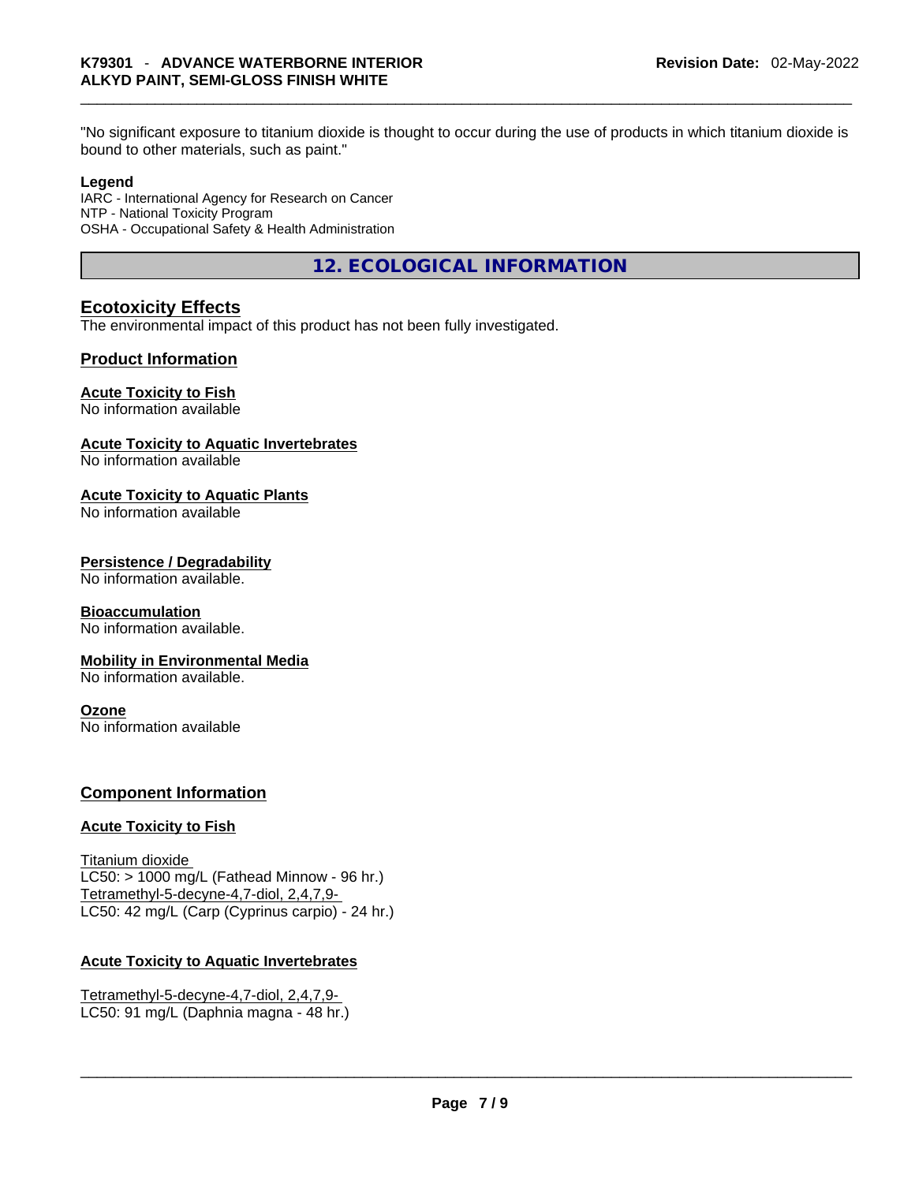"No significant exposure to titanium dioxide is thought to occur during the use of products in which titanium dioxide is bound to other materials, such as paint."

**Legend**
IARC - International Agency for Research on Cancer
NTP - National Toxicity Program
OSHA - Occupational Safety & Health Administration

## 12. ECOLOGICAL INFORMATION

### Ecotoxicity Effects
The environmental impact of this product has not been fully investigated.

### Product Information

**Acute Toxicity to Fish**
No information available

**Acute Toxicity to Aquatic Invertebrates**
No information available

**Acute Toxicity to Aquatic Plants**
No information available

**Persistence / Degradability**
No information available.

**Bioaccumulation**
No information available.

**Mobility in Environmental Media**
No information available.

**Ozone**
No information available

### Component Information

**Acute Toxicity to Fish**

Titanium dioxide
LC50: > 1000 mg/L (Fathead Minnow - 96 hr.)
Tetramethyl-5-decyne-4,7-diol, 2,4,7,9-
LC50: 42 mg/L (Carp (Cyprinus carpio) - 24 hr.)

**Acute Toxicity to Aquatic Invertebrates**

Tetramethyl-5-decyne-4,7-diol, 2,4,7,9-
LC50: 91 mg/L (Daphnia magna - 48 hr.)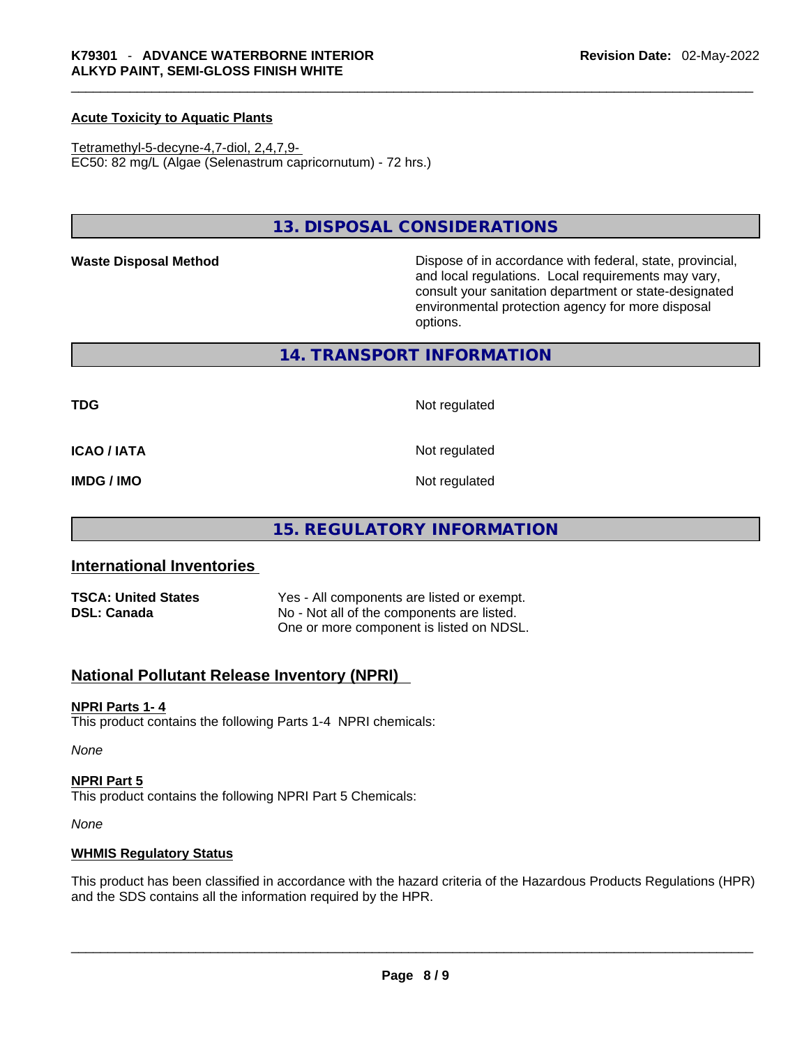#### Acute Toxicity to Aquatic Plants

Tetramethyl-5-decyne-4,7-diol, 2,4,7,9-
EC50: 82 mg/L (Algae (Selenastrum capricornutum) - 72 hrs.)

## 13. DISPOSAL CONSIDERATIONS

| | |
|---|---|
| **Waste Disposal Method** | Dispose of in accordance with federal, state, provincial, and local regulations. Local requirements may vary, consult your sanitation department or state-designated environmental protection agency for more disposal options. |

## 14. TRANSPORT INFORMATION

| | |
|---|---|
| **TDG** | Not regulated |
| **ICAO / IATA** | Not regulated |
| **IMDG / IMO** | Not regulated |

## 15. REGULATORY INFORMATION

### International Inventories

| | |
|---|---|
| **TSCA: United States** | Yes - All components are listed or exempt. |
| **DSL: Canada** | No - Not all of the components are listed. One or more component is listed on NDSL. |

### National Pollutant Release Inventory (NPRI)

#### NPRI Parts 1- 4

This product contains the following Parts 1-4 NPRI chemicals:

*None*

#### NPRI Part 5

This product contains the following NPRI Part 5 Chemicals:

*None*

#### WHMIS Regulatory Status

This product has been classified in accordance with the hazard criteria of the Hazardous Products Regulations (HPR) and the SDS contains all the information required by the HPR.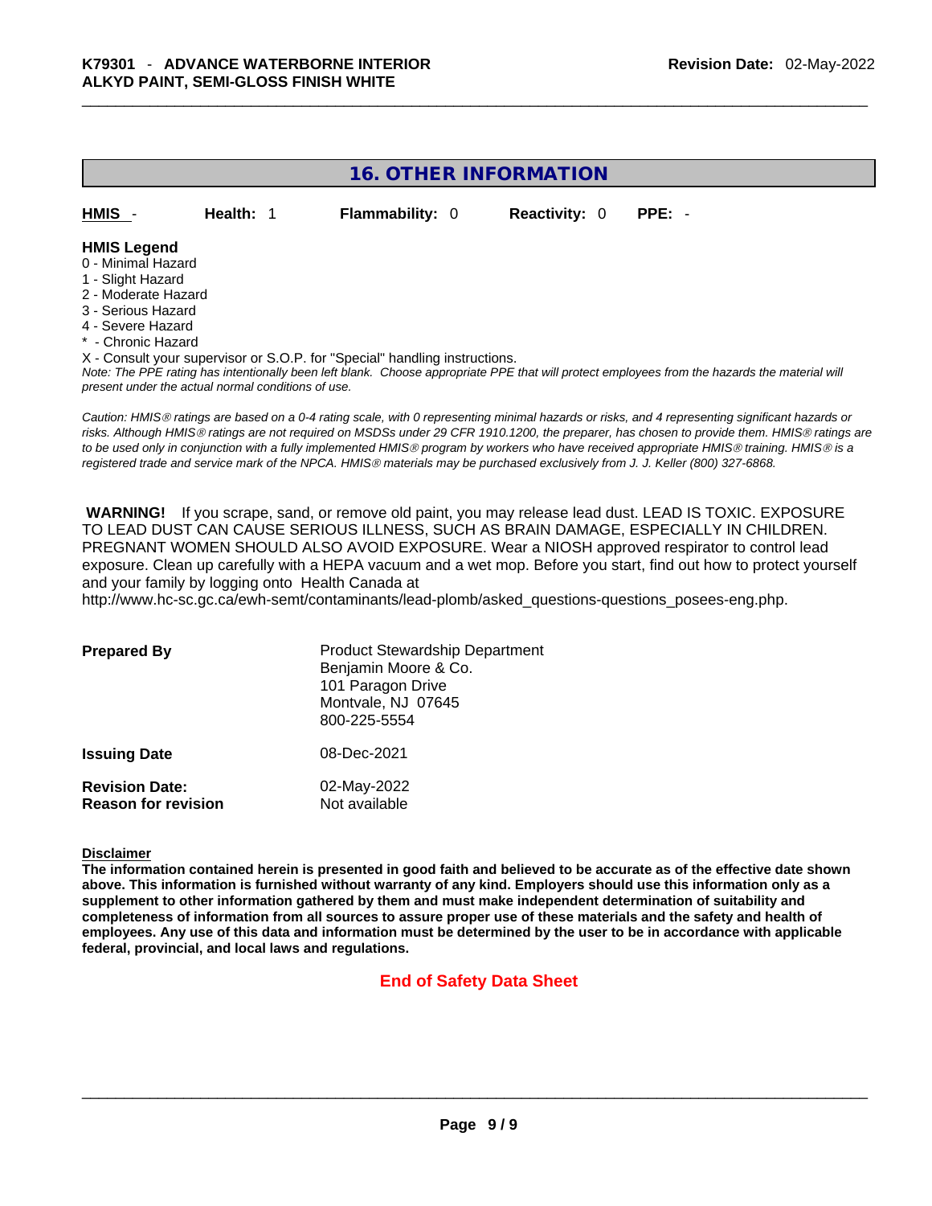## 16. OTHER INFORMATION

| HMIS - | Health: 1 | Flammability: 0 | Reactivity: 0 | PPE: - |
|---|---|---|---|---|

**HMIS Legend**
0 - Minimal Hazard
1 - Slight Hazard
2 - Moderate Hazard
3 - Serious Hazard
4 - Severe Hazard
* - Chronic Hazard
X - Consult your supervisor or S.O.P. for "Special" handling instructions.
*Note: The PPE rating has intentionally been left blank. Choose appropriate PPE that will protect employees from the hazards the material will present under the actual normal conditions of use.*

*Caution: HMIS® ratings are based on a 0-4 rating scale, with 0 representing minimal hazards or risks, and 4 representing significant hazards or risks. Although HMIS® ratings are not required on MSDSs under 29 CFR 1910.1200, the preparer, has chosen to provide them. HMIS® ratings are to be used only in conjunction with a fully implemented HMIS® program by workers who have received appropriate HMIS® training. HMIS® is a registered trade and service mark of the NPCA. HMIS® materials may be purchased exclusively from J. J. Keller (800) 327-6868.*

**WARNING!** If you scrape, sand, or remove old paint, you may release lead dust. LEAD IS TOXIC. EXPOSURE TO LEAD DUST CAN CAUSE SERIOUS ILLNESS, SUCH AS BRAIN DAMAGE, ESPECIALLY IN CHILDREN. PREGNANT WOMEN SHOULD ALSO AVOID EXPOSURE. Wear a NIOSH approved respirator to control lead exposure. Clean up carefully with a HEPA vacuum and a wet mop. Before you start, find out how to protect yourself and your family by logging onto Health Canada at http://www.hc-sc.gc.ca/ewh-semt/contaminants/lead-plomb/asked_questions-questions_posees-eng.php.

| | |
|---|---|
| **Prepared By** | Product Stewardship Department<br>Benjamin Moore & Co.<br>101 Paragon Drive<br>Montvale, NJ 07645<br>800-225-5554 |
| **Issuing Date** | 08-Dec-2021 |
| **Revision Date:** | 02-May-2022 |
| **Reason for revision** | Not available |

**Disclaimer**

**The information contained herein is presented in good faith and believed to be accurate as of the effective date shown above. This information is furnished without warranty of any kind. Employers should use this information only as a supplement to other information gathered by them and must make independent determination of suitability and completeness of information from all sources to assure proper use of these materials and the safety and health of employees. Any use of this data and information must be determined by the user to be in accordance with applicable federal, provincial, and local laws and regulations.**

**End of Safety Data Sheet**